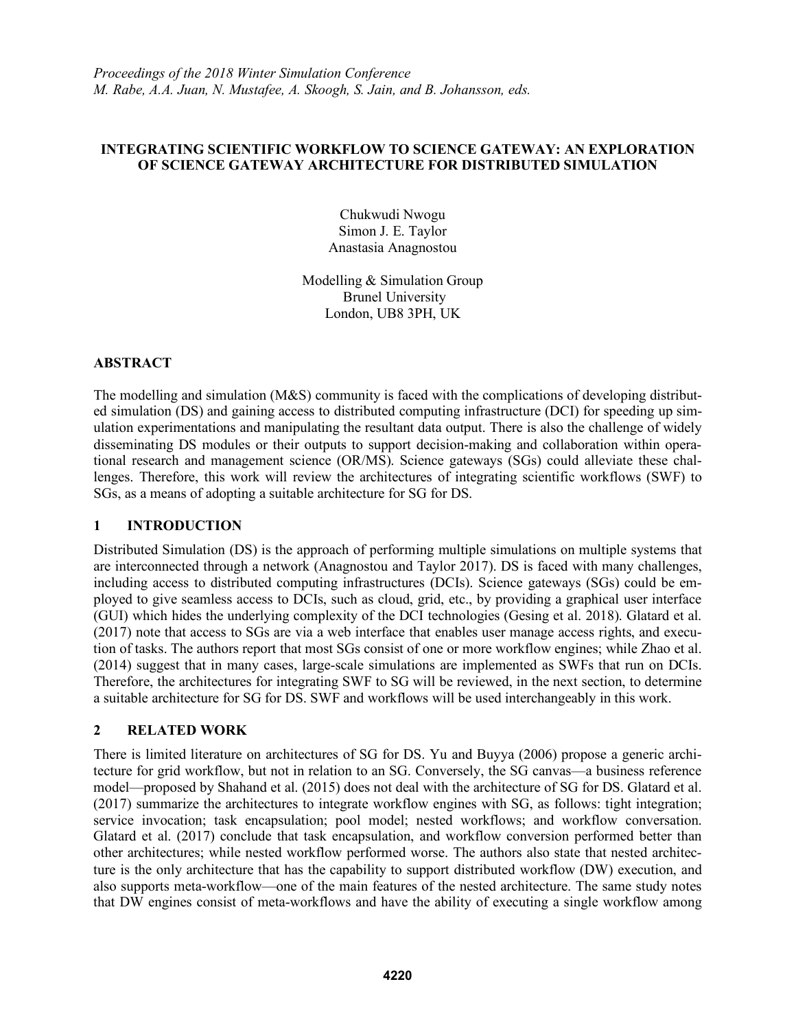*Proceedings of the 2018 Winter Simulation Conference*
*M. Rabe, A.A. Juan, N. Mustafee, A. Skoogh, S. Jain, and B. Johansson, eds.*

# INTEGRATING SCIENTIFIC WORKFLOW TO SCIENCE GATEWAY: AN EXPLORATION OF SCIENCE GATEWAY ARCHITECTURE FOR DISTRIBUTED SIMULATION

Chukwudi Nwogu
Simon J. E. Taylor
Anastasia Anagnostou

Modelling & Simulation Group
Brunel University
London, UB8 3PH, UK

## ABSTRACT

The modelling and simulation (M&S) community is faced with the complications of developing distributed simulation (DS) and gaining access to distributed computing infrastructure (DCI) for speeding up simulation experimentations and manipulating the resultant data output. There is also the challenge of widely disseminating DS modules or their outputs to support decision-making and collaboration within operational research and management science (OR/MS). Science gateways (SGs) could alleviate these challenges. Therefore, this work will review the architectures of integrating scientific workflows (SWF) to SGs, as a means of adopting a suitable architecture for SG for DS.

## 1 INTRODUCTION

Distributed Simulation (DS) is the approach of performing multiple simulations on multiple systems that are interconnected through a network (Anagnostou and Taylor 2017). DS is faced with many challenges, including access to distributed computing infrastructures (DCIs). Science gateways (SGs) could be employed to give seamless access to DCIs, such as cloud, grid, etc., by providing a graphical user interface (GUI) which hides the underlying complexity of the DCI technologies (Gesing et al. 2018). Glatard et al. (2017) note that access to SGs are via a web interface that enables user manage access rights, and execution of tasks. The authors report that most SGs consist of one or more workflow engines; while Zhao et al. (2014) suggest that in many cases, large-scale simulations are implemented as SWFs that run on DCIs. Therefore, the architectures for integrating SWF to SG will be reviewed, in the next section, to determine a suitable architecture for SG for DS. SWF and workflows will be used interchangeably in this work.

## 2 RELATED WORK

There is limited literature on architectures of SG for DS. Yu and Buyya (2006) propose a generic architecture for grid workflow, but not in relation to an SG. Conversely, the SG canvas—a business reference model—proposed by Shahand et al. (2015) does not deal with the architecture of SG for DS. Glatard et al. (2017) summarize the architectures to integrate workflow engines with SG, as follows: tight integration; service invocation; task encapsulation; pool model; nested workflows; and workflow conversation. Glatard et al. (2017) conclude that task encapsulation, and workflow conversion performed better than other architectures; while nested workflow performed worse. The authors also state that nested architecture is the only architecture that has the capability to support distributed workflow (DW) execution, and also supports meta-workflow—one of the main features of the nested architecture. The same study notes that DW engines consist of meta-workflows and have the ability of executing a single workflow among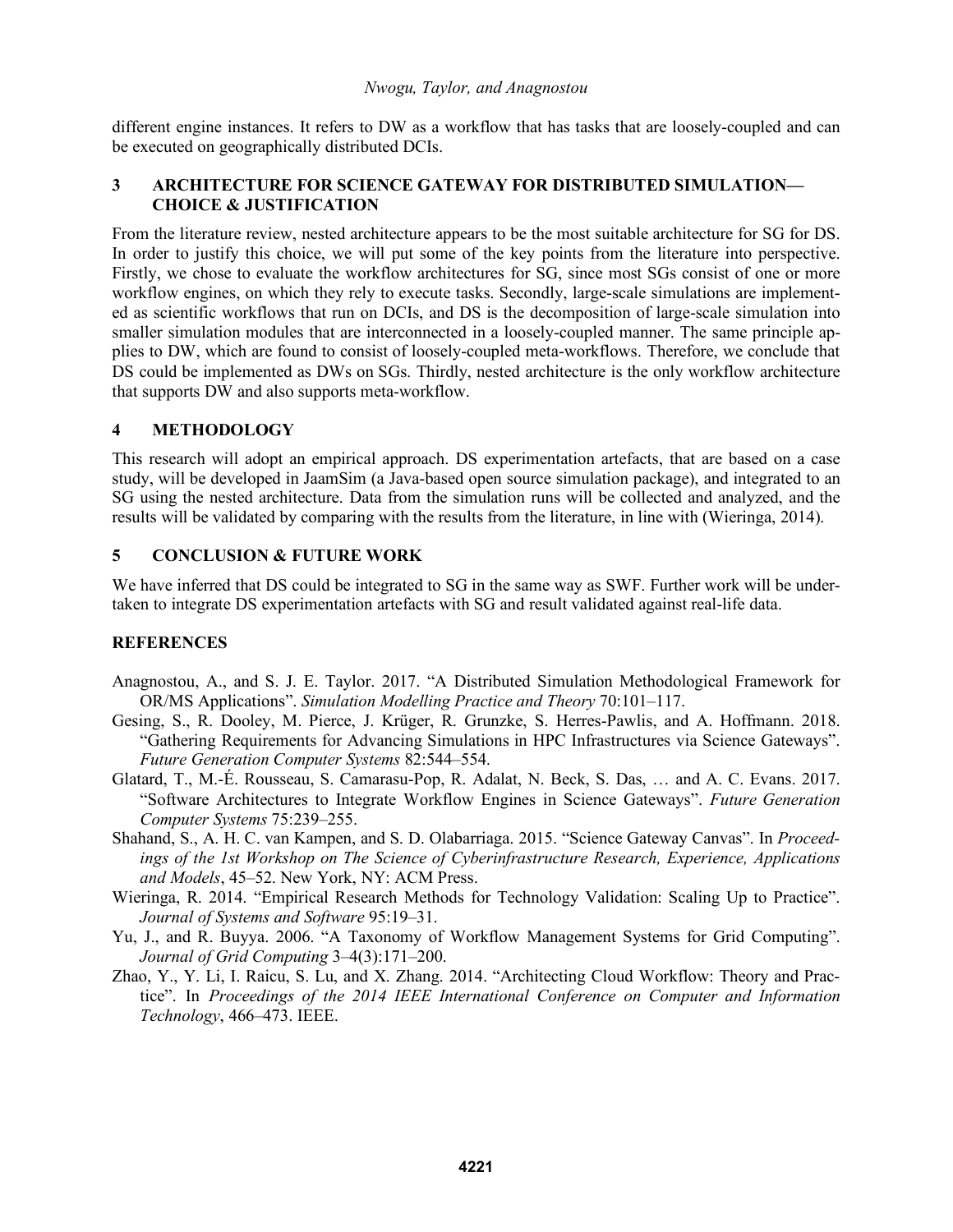different engine instances. It refers to DW as a workflow that has tasks that are loosely-coupled and can be executed on geographically distributed DCIs.

## 3 ARCHITECTURE FOR SCIENCE GATEWAY FOR DISTRIBUTED SIMULATION—CHOICE & JUSTIFICATION

From the literature review, nested architecture appears to be the most suitable architecture for SG for DS. In order to justify this choice, we will put some of the key points from the literature into perspective. Firstly, we chose to evaluate the workflow architectures for SG, since most SGs consist of one or more workflow engines, on which they rely to execute tasks. Secondly, large-scale simulations are implemented as scientific workflows that run on DCIs, and DS is the decomposition of large-scale simulation into smaller simulation modules that are interconnected in a loosely-coupled manner. The same principle applies to DW, which are found to consist of loosely-coupled meta-workflows. Therefore, we conclude that DS could be implemented as DWs on SGs. Thirdly, nested architecture is the only workflow architecture that supports DW and also supports meta-workflow.

## 4 METHODOLOGY

This research will adopt an empirical approach. DS experimentation artefacts, that are based on a case study, will be developed in JaamSim (a Java-based open source simulation package), and integrated to an SG using the nested architecture. Data from the simulation runs will be collected and analyzed, and the results will be validated by comparing with the results from the literature, in line with (Wieringa, 2014).

## 5 CONCLUSION & FUTURE WORK

We have inferred that DS could be integrated to SG in the same way as SWF. Further work will be undertaken to integrate DS experimentation artefacts with SG and result validated against real-life data.

## REFERENCES

Anagnostou, A., and S. J. E. Taylor. 2017. "A Distributed Simulation Methodological Framework for OR/MS Applications". *Simulation Modelling Practice and Theory* 70:101–117.

Gesing, S., R. Dooley, M. Pierce, J. Krüger, R. Grunzke, S. Herres-Pawlis, and A. Hoffmann. 2018. "Gathering Requirements for Advancing Simulations in HPC Infrastructures via Science Gateways". *Future Generation Computer Systems* 82:544–554.

Glatard, T., M.-É. Rousseau, S. Camarasu-Pop, R. Adalat, N. Beck, S. Das, … and A. C. Evans. 2017. "Software Architectures to Integrate Workflow Engines in Science Gateways". *Future Generation Computer Systems* 75:239–255.

Shahand, S., A. H. C. van Kampen, and S. D. Olabarriaga. 2015. "Science Gateway Canvas". In *Proceedings of the 1st Workshop on The Science of Cyberinfrastructure Research, Experience, Applications and Models*, 45–52. New York, NY: ACM Press.

Wieringa, R. 2014. "Empirical Research Methods for Technology Validation: Scaling Up to Practice". *Journal of Systems and Software* 95:19–31.

Yu, J., and R. Buyya. 2006. "A Taxonomy of Workflow Management Systems for Grid Computing". *Journal of Grid Computing* 3–4(3):171–200.

Zhao, Y., Y. Li, I. Raicu, S. Lu, and X. Zhang. 2014. "Architecting Cloud Workflow: Theory and Practice". In *Proceedings of the 2014 IEEE International Conference on Computer and Information Technology*, 466–473. IEEE.